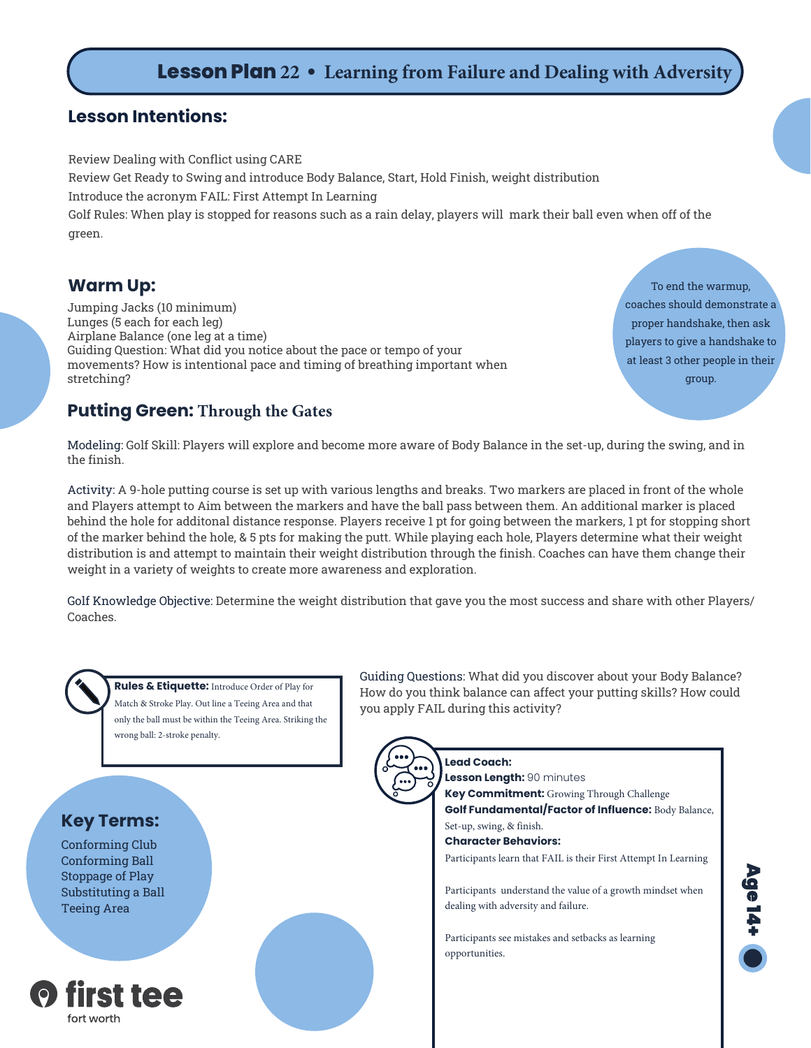# Lesson Plan 22 • Learning from Failure and Dealing with Adversity

## Lesson Intentions:

Review Dealing with Conflict using CARE
Review Get Ready to Swing and introduce Body Balance, Start, Hold Finish, weight distribution
Introduce the acronym FAIL: First Attempt In Learning
Golf Rules: When play is stopped for reasons such as a rain delay, players will mark their ball even when off of the green.

## Warm Up:

Jumping Jacks (10 minimum)
Lunges (5 each for each leg)
Airplane Balance (one leg at a time)
Guiding Question: What did you notice about the pace or tempo of your movements? How is intentional pace and timing of breathing important when stretching?

To end the warmup, coaches should demonstrate a proper handshake, then ask players to give a handshake to at least 3 other people in their group.

## Putting Green: Through the Gates

Modeling: Golf Skill: Players will explore and become more aware of Body Balance in the set-up, during the swing, and in the finish.

Activity: A 9-hole putting course is set up with various lengths and breaks. Two markers are placed in front of the whole and Players attempt to Aim between the markers and have the ball pass between them. An additional marker is placed behind the hole for additonal distance response. Players receive 1 pt for going between the markers, 1 pt for stopping short of the marker behind the hole, & 5 pts for making the putt. While playing each hole, Players determine what their weight distribution is and attempt to maintain their weight distribution through the finish. Coaches can have them change their weight in a variety of weights to create more awareness and exploration.

Golf Knowledge Objective: Determine the weight distribution that gave you the most success and share with other Players/ Coaches.

**Rules & Etiquette:** Introduce Order of Play for Match & Stroke Play. Out line a Teeing Area and that only the ball must be within the Teeing Area. Striking the wrong ball: 2-stroke penalty.

Guiding Questions: What did you discover about your Body Balance? How do you think balance can affect your putting skills? How could you apply FAIL during this activity?

## Key Terms:

Conforming Club
Conforming Ball
Stoppage of Play
Substituting a Ball
Teeing Area

**Lead Coach:**
**Lesson Length:** 90 minutes
**Key Commitment:** Growing Through Challenge
**Golf Fundamental/Factor of Influence:** Body Balance, Set-up, swing, & finish.
**Character Behaviors:**

Participants learn that FAIL is their First Attempt In Learning

Participants understand the value of a growth mindset when dealing with adversity and failure.

Participants see mistakes and setbacks as learning opportunities.

Age 14+

first tee fort worth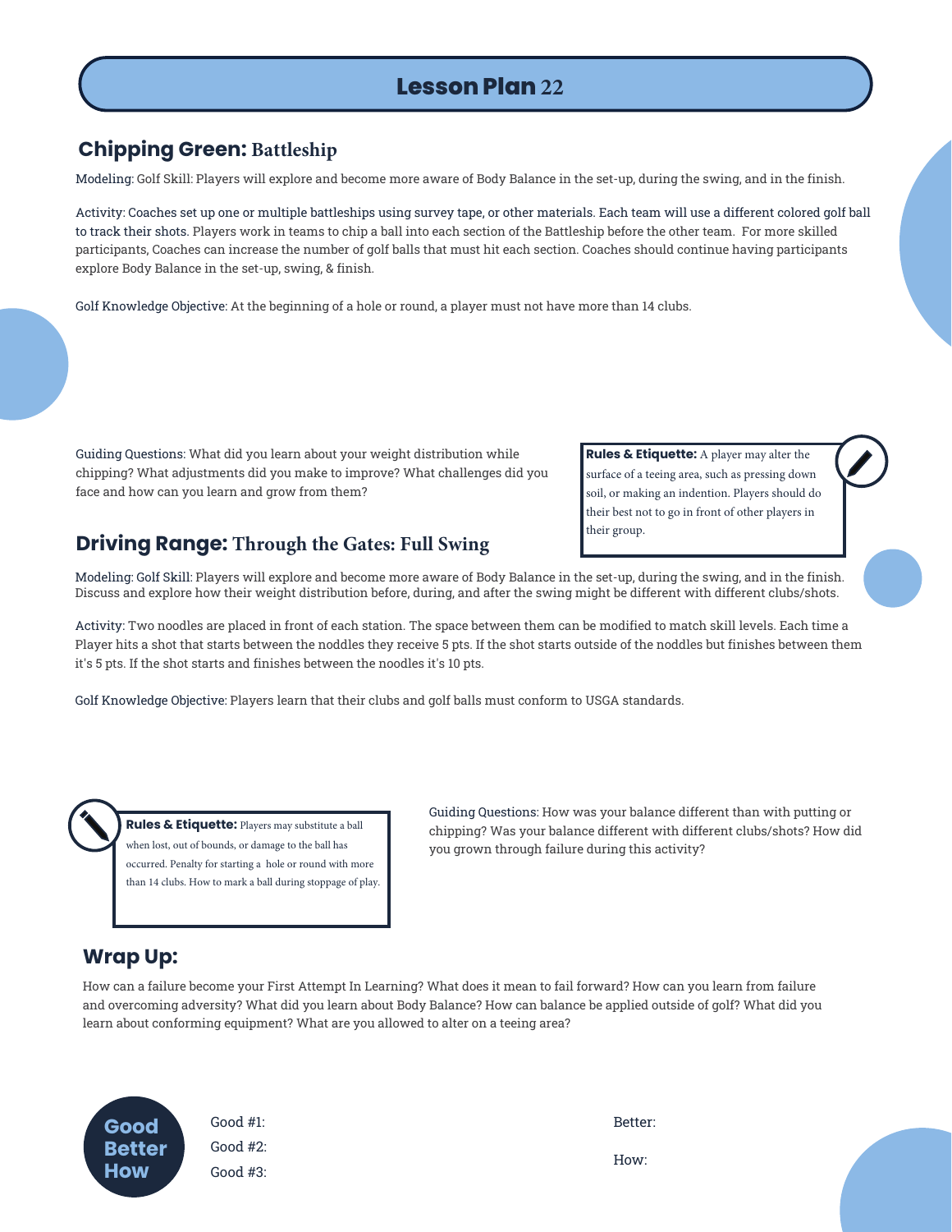# Lesson Plan 22

## Chipping Green: Battleship

Modeling: Golf Skill: Players will explore and become more aware of Body Balance in the set-up, during the swing, and in the finish.

Activity: Coaches set up one or multiple battleships using survey tape, or other materials. Each team will use a different colored golf ball to track their shots. Players work in teams to chip a ball into each section of the Battleship before the other team. For more skilled participants, Coaches can increase the number of golf balls that must hit each section. Coaches should continue having participants explore Body Balance in the set-up, swing, & finish.

Golf Knowledge Objective: At the beginning of a hole or round, a player must not have more than 14 clubs.

Guiding Questions: What did you learn about your weight distribution while chipping? What adjustments did you make to improve? What challenges did you face and how can you learn and grow from them?

**Rules & Etiquette:** A player may alter the surface of a teeing area, such as pressing down soil, or making an indention. Players should do their best not to go in front of other players in their group.

## Driving Range: Through the Gates: Full Swing

Modeling: Golf Skill: Players will explore and become more aware of Body Balance in the set-up, during the swing, and in the finish. Discuss and explore how their weight distribution before, during, and after the swing might be different with different clubs/shots.

Activity: Two noodles are placed in front of each station. The space between them can be modified to match skill levels. Each time a Player hits a shot that starts between the noddles they receive 5 pts. If the shot starts outside of the noddles but finishes between them it's 5 pts. If the shot starts and finishes between the noodles it's 10 pts.

Golf Knowledge Objective: Players learn that their clubs and golf balls must conform to USGA standards.

**Rules & Etiquette:** Players may substitute a ball when lost, out of bounds, or damage to the ball has occurred. Penalty for starting a hole or round with more than 14 clubs. How to mark a ball during stoppage of play.

Guiding Questions: How was your balance different than with putting or chipping? Was your balance different with different clubs/shots? How did you grown through failure during this activity?

## Wrap Up:

How can a failure become your First Attempt In Learning? What does it mean to fail forward? How can you learn from failure and overcoming adversity? What did you learn about Body Balance? How can balance be applied outside of golf? What did you learn about conforming equipment? What are you allowed to alter on a teeing area?

**Good Better How**

Good #1:

Good #2:

Good #3:

Better:

How: